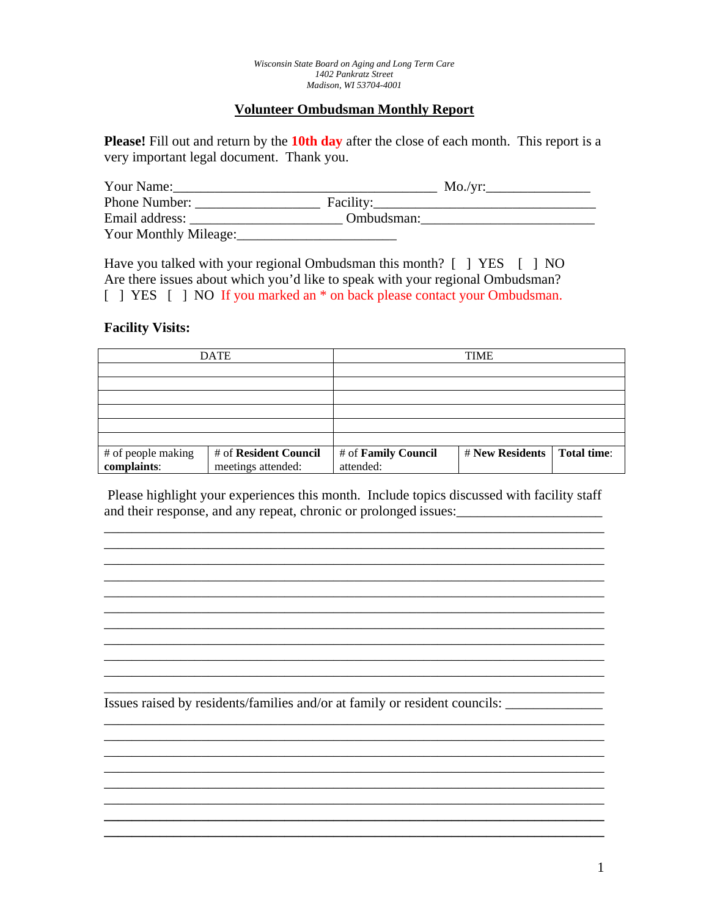*Wisconsin State Board on Aging and Long Term Care*
*1402 Pankratz Street*
*Madison, WI 53704-4001*

# Volunteer Ombudsman Monthly Report

**Please!** Fill out and return by the **10th day** after the close of each month. This report is a very important legal document. Thank you.

Your Name:_____________________________________ Mo./yr:______________
Phone Number: _________________ Facility:_______________________________
Email address: _____________________ Ombudsman:________________________
Your Monthly Mileage:______________________

Have you talked with your regional Ombudsman this month? [ ] YES [ ] NO
Are there issues about which you'd like to speak with your regional Ombudsman?
[ ] YES [ ] NO If you marked an * on back please contact your Ombudsman.

**Facility Visits:**

| DATE | | TIME | | |
|---|---|---|---|---|
| | | | | |
| | | | | |
| | | | | |
| | | | | |
| | | | | |
| | | | | |
| # of people making **complaints**: | # of **Resident Council** meetings attended: | # of **Family Council** attended: | # **New Residents** | **Total time**: |

Please highlight your experiences this month. Include topics discussed with facility staff and their response, and any repeat, chronic or prolonged issues:____________________
__________________________________________________________________________
__________________________________________________________________________
__________________________________________________________________________
__________________________________________________________________________
__________________________________________________________________________
__________________________________________________________________________
__________________________________________________________________________
__________________________________________________________________________
__________________________________________________________________________
__________________________________________________________________________
__________________________________________________________________________

Issues raised by residents/families and/or at family or resident councils: _____________
__________________________________________________________________________
__________________________________________________________________________
__________________________________________________________________________
__________________________________________________________________________
__________________________________________________________________________
__________________________________________________________________________
__________________________________________________________________________
__________________________________________________________________________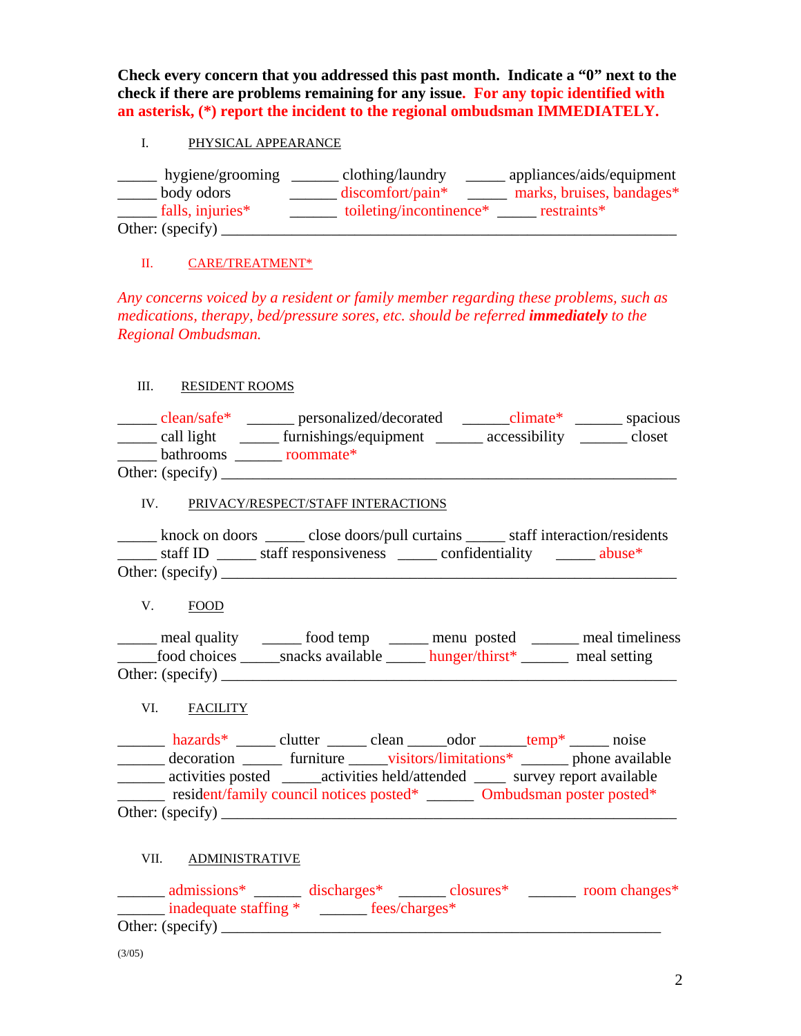**Check every concern that you addressed this past month. Indicate a "0" next to the check if there are problems remaining for any issue. For any topic identified with an asterisk, (*) report the incident to the regional ombudsman IMMEDIATELY.**

I. PHYSICAL APPEARANCE

_____ hygiene/grooming ______ clothing/laundry _____ appliances/aids/equipment
_____ body odors ______ discomfort/pain* _____ marks, bruises, bandages*
_____ falls, injuries* ______ toileting/incontinence* _____ restraints*
Other: (specify) ____________________________________________________________

II. CARE/TREATMENT*

*Any concerns voiced by a resident or family member regarding these problems, such as medications, therapy, bed/pressure sores, etc. should be referred **immediately** to the Regional Ombudsman.*

III. RESIDENT ROOMS

_____ clean/safe* ______ personalized/decorated ______climate* ______ spacious
_____ call light _____ furnishings/equipment ______ accessibility ______ closet
_____ bathrooms ______ roommate*
Other: (specify) ____________________________________________________________

IV. PRIVACY/RESPECT/STAFF INTERACTIONS

_____ knock on doors _____ close doors/pull curtains _____ staff interaction/residents
_____ staff ID _____ staff responsiveness _____ confidentiality _____ abuse*
Other: (specify) ____________________________________________________________

V. FOOD

_____ meal quality _____ food temp _____ menu posted ______ meal timeliness
_____food choices _____snacks available _____ hunger/thirst* ______ meal setting
Other: (specify) ____________________________________________________________

VI. FACILITY

______ hazards* _____ clutter _____ clean _____odor ______temp* _____ noise
______ decoration _____ furniture _____visitors/limitations* ______ phone available
______ activities posted _____activities held/attended ____ survey report available
______ resident/family council notices posted* ______ Ombudsman poster posted*
Other: (specify) ____________________________________________________________

VII. ADMINISTRATIVE

______ admissions* ______ discharges* ______ closures* ______ room changes*
______ inadequate staffing * ______ fees/charges*
Other: (specify) ____________________________________________________________

(3/05)